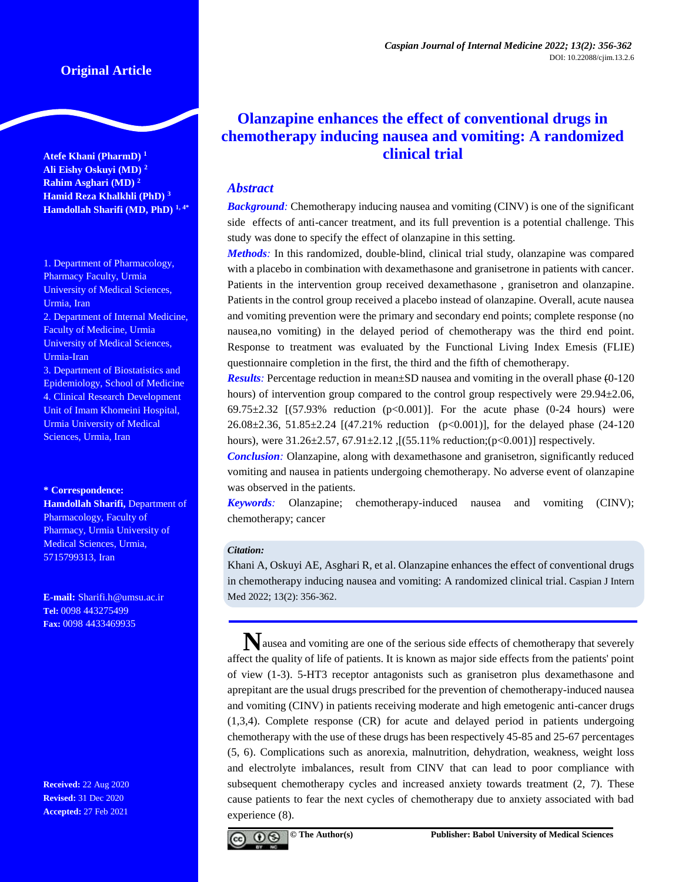Original Article

# Olanzapine enhances the effect of conventional drugs in chemotherapy inducing nausea and vomiting: A randomized clinical trial

**Atefe Khani (PharmD)** [1]
**Ali Eishy Oskuyi (MD)** [2]
**Rahim Asghari (MD)** [2]
**Hamid Reza Khalkhli (PhD)** [3]
**Hamdollah Sharifi (MD, PhD)** [1, 4*]

1. Department of Pharmacology, Pharmacy Faculty, Urmia University of Medical Sciences, Urmia, Iran
2. Department of Internal Medicine, Faculty of Medicine, Urmia University of Medical Sciences, Urmia-Iran
3. Department of Biostatistics and Epidemiology, School of Medicine
4. Clinical Research Development Unit of Imam Khomeini Hospital, Urmia University of Medical Sciences, Urmia, Iran

**\* Correspondence:**
**Hamdollah Sharifi,** Department of Pharmacology, Faculty of Pharmacy, Urmia University of Medical Sciences, Urmia, 5715799313, Iran

**E-mail:** Sharifi.h@umsu.ac.ir
**Tel:** 0098 443275499
**Fax:** 0098 4433469935

**Received:** 22 Aug 2020
**Revised:** 31 Dec 2020
**Accepted:** 27 Feb 2021

## *Abstract*

***Background:*** Chemotherapy inducing nausea and vomiting (CINV) is one of the significant side effects of anti-cancer treatment, and its full prevention is a potential challenge. This study was done to specify the effect of olanzapine in this setting.

***Methods:*** In this randomized, double-blind, clinical trial study, olanzapine was compared with a placebo in combination with dexamethasone and granisetrone in patients with cancer. Patients in the intervention group received dexamethasone , granisetron and olanzapine. Patients in the control group received a placebo instead of olanzapine. Overall, acute nausea and vomiting prevention were the primary and secondary end points; complete response (no nausea,no vomiting) in the delayed period of chemotherapy was the third end point. Response to treatment was evaluated by the Functional Living Index Emesis (FLIE) questionnaire completion in the first, the third and the fifth of chemotherapy.

***Results:*** Percentage reduction in mean±SD nausea and vomiting in the overall phase (0-120 hours) of intervention group compared to the control group respectively were 29.94±2.06, 69.75±2.32 [(57.93% reduction ($p<0.001$)]. For the acute phase (0-24 hours) were 26.08±2.36, 51.85±2.24 [(47.21% reduction ($p<0.001$)], for the delayed phase (24-120 hours), were 31.26±2.57, 67.91±2.12 ,[(55.11% reduction;($p<0.001$)] respectively.

***Conclusion:*** Olanzapine, along with dexamethasone and granisetron, significantly reduced vomiting and nausea in patients undergoing chemotherapy. No adverse event of olanzapine was observed in the patients.

***Keywords:*** Olanzapine; chemotherapy-induced nausea and vomiting (CINV); chemotherapy; cancer

***Citation:***
Khani A, Oskuyi AE, Asghari R, et al. Olanzapine enhances the effect of conventional drugs in chemotherapy inducing nausea and vomiting: A randomized clinical trial. Caspian J Intern Med 2022; 13(2): 356-362.

Nausea and vomiting are one of the serious side effects of chemotherapy that severely affect the quality of life of patients. It is known as major side effects from the patients' point of view (1-3). 5-HT3 receptor antagonists such as granisetron plus dexamethasone and aprepitant are the usual drugs prescribed for the prevention of chemotherapy-induced nausea and vomiting (CINV) in patients receiving moderate and high emetogenic anti-cancer drugs (1,3,4). Complete response (CR) for acute and delayed period in patients undergoing chemotherapy with the use of these drugs has been respectively 45-85 and 25-67 percentages (5, 6). Complications such as anorexia, malnutrition, dehydration, weakness, weight loss and electrolyte imbalances, result from CINV that can lead to poor compliance with subsequent chemotherapy cycles and increased anxiety towards treatment (2, 7). These cause patients to fear the next cycles of chemotherapy due to anxiety associated with bad experience (8).

© The Author(s) Publisher: Babol University of Medical Sciences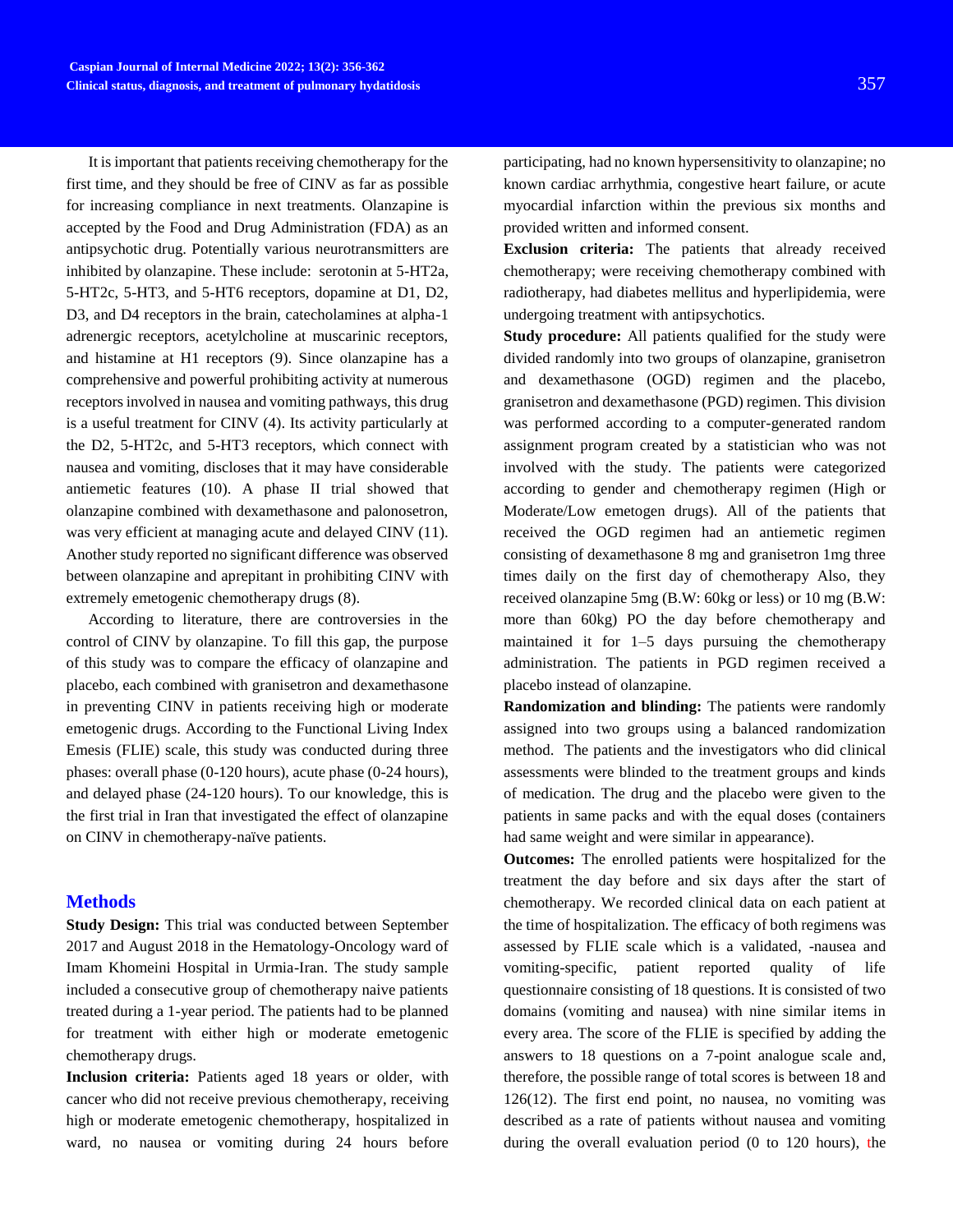It is important that patients receiving chemotherapy for the first time, and they should be free of CINV as far as possible for increasing compliance in next treatments. Olanzapine is accepted by the Food and Drug Administration (FDA) as an antipsychotic drug. Potentially various neurotransmitters are inhibited by olanzapine. These include: serotonin at 5-HT2a, 5-HT2c, 5-HT3, and 5-HT6 receptors, dopamine at D1, D2, D3, and D4 receptors in the brain, catecholamines at alpha-1 adrenergic receptors, acetylcholine at muscarinic receptors, and histamine at H1 receptors (9). Since olanzapine has a comprehensive and powerful prohibiting activity at numerous receptors involved in nausea and vomiting pathways, this drug is a useful treatment for CINV (4). Its activity particularly at the D2, 5-HT2c, and 5-HT3 receptors, which connect with nausea and vomiting, discloses that it may have considerable antiemetic features (10). A phase II trial showed that olanzapine combined with dexamethasone and palonosetron, was very efficient at managing acute and delayed CINV (11). Another study reported no significant difference was observed between olanzapine and aprepitant in prohibiting CINV with extremely emetogenic chemotherapy drugs (8).

According to literature, there are controversies in the control of CINV by olanzapine. To fill this gap, the purpose of this study was to compare the efficacy of olanzapine and placebo, each combined with granisetron and dexamethasone in preventing CINV in patients receiving high or moderate emetogenic drugs. According to the Functional Living Index Emesis (FLIE) scale, this study was conducted during three phases: overall phase (0-120 hours), acute phase (0-24 hours), and delayed phase (24-120 hours). To our knowledge, this is the first trial in Iran that investigated the effect of olanzapine on CINV in chemotherapy-naïve patients.

## Methods

**Study Design:** This trial was conducted between September 2017 and August 2018 in the Hematology-Oncology ward of Imam Khomeini Hospital in Urmia-Iran. The study sample included a consecutive group of chemotherapy naive patients treated during a 1-year period. The patients had to be planned for treatment with either high or moderate emetogenic chemotherapy drugs.

**Inclusion criteria:** Patients aged 18 years or older, with cancer who did not receive previous chemotherapy, receiving high or moderate emetogenic chemotherapy, hospitalized in ward, no nausea or vomiting during 24 hours before participating, had no known hypersensitivity to olanzapine; no known cardiac arrhythmia, congestive heart failure, or acute myocardial infarction within the previous six months and provided written and informed consent.

**Exclusion criteria:** The patients that already received chemotherapy; were receiving chemotherapy combined with radiotherapy, had diabetes mellitus and hyperlipidemia, were undergoing treatment with antipsychotics.

**Study procedure:** All patients qualified for the study were divided randomly into two groups of olanzapine, granisetron and dexamethasone (OGD) regimen and the placebo, granisetron and dexamethasone (PGD) regimen. This division was performed according to a computer-generated random assignment program created by a statistician who was not involved with the study. The patients were categorized according to gender and chemotherapy regimen (High or Moderate/Low emetogen drugs). All of the patients that received the OGD regimen had an antiemetic regimen consisting of dexamethasone 8 mg and granisetron 1mg three times daily on the first day of chemotherapy Also, they received olanzapine 5mg (B.W: 60kg or less) or 10 mg (B.W: more than 60kg) PO the day before chemotherapy and maintained it for 1–5 days pursuing the chemotherapy administration. The patients in PGD regimen received a placebo instead of olanzapine.

**Randomization and blinding:** The patients were randomly assigned into two groups using a balanced randomization method. The patients and the investigators who did clinical assessments were blinded to the treatment groups and kinds of medication. The drug and the placebo were given to the patients in same packs and with the equal doses (containers had same weight and were similar in appearance).

**Outcomes:** The enrolled patients were hospitalized for the treatment the day before and six days after the start of chemotherapy. We recorded clinical data on each patient at the time of hospitalization. The efficacy of both regimens was assessed by FLIE scale which is a validated, -nausea and vomiting-specific, patient reported quality of life questionnaire consisting of 18 questions. It is consisted of two domains (vomiting and nausea) with nine similar items in every area. The score of the FLIE is specified by adding the answers to 18 questions on a 7-point analogue scale and, therefore, the possible range of total scores is between 18 and 126(12). The first end point, no nausea, no vomiting was described as a rate of patients without nausea and vomiting during the overall evaluation period (0 to 120 hours), the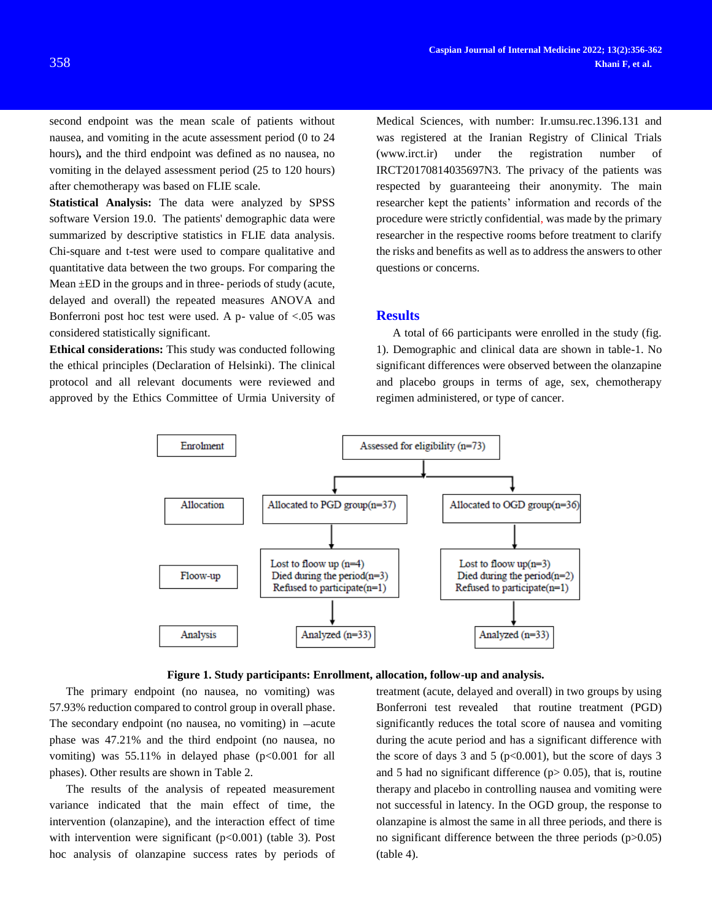second endpoint was the mean scale of patients without nausea, and vomiting in the acute assessment period (0 to 24 hours), and the third endpoint was defined as no nausea, no vomiting in the delayed assessment period (25 to 120 hours) after chemotherapy was based on FLIE scale.

**Statistical Analysis:** The data were analyzed by SPSS software Version 19.0. The patients' demographic data were summarized by descriptive statistics in FLIE data analysis. Chi-square and t-test were used to compare qualitative and quantitative data between the two groups. For comparing the Mean ±ED in the groups and in three- periods of study (acute, delayed and overall) the repeated measures ANOVA and Bonferroni post hoc test were used. A p- value of <.05 was considered statistically significant.

**Ethical considerations:** This study was conducted following the ethical principles (Declaration of Helsinki). The clinical protocol and all relevant documents were reviewed and approved by the Ethics Committee of Urmia University of Medical Sciences, with number: Ir.umsu.rec.1396.131 and was registered at the Iranian Registry of Clinical Trials (www.irct.ir) under the registration number of IRCT20170814035697N3. The privacy of the patients was respected by guaranteeing their anonymity. The main researcher kept the patients' information and records of the procedure were strictly confidential, was made by the primary researcher in the respective rooms before treatment to clarify the risks and benefits as well as to address the answers to other questions or concerns.

## Results

A total of 66 participants were enrolled in the study (fig. 1). Demographic and clinical data are shown in table-1. No significant differences were observed between the olanzapine and placebo groups in terms of age, sex, chemotherapy regimen administered, or type of cancer.

| | | |
|---|---|---|
| Enrolment | Assessed for eligibility (n=73) | |
| Allocation | Allocated to PGD group(n=37) | Allocated to OGD group(n=36) |
| Floow-up | Lost to floow up (n=4)<br>Died during the period(n=3)<br>Refused to participate(n=1) | Lost to floow up(n=3)<br>Died during the period(n=2)<br>Refused to participate(n=1) |
| Analysis | Analyzed (n=33) | Analyzed (n=33) |

**Figure 1. Study participants: Enrollment, allocation, follow-up and analysis.**

The primary endpoint (no nausea, no vomiting) was 57.93% reduction compared to control group in overall phase. The secondary endpoint (no nausea, no vomiting) in ―acute phase was 47.21% and the third endpoint (no nausea, no vomiting) was 55.11% in delayed phase (p<0.001 for all phases). Other results are shown in Table 2.

The results of the analysis of repeated measurement variance indicated that the main effect of time, the intervention (olanzapine), and the interaction effect of time with intervention were significant (p<0.001) (table 3). Post hoc analysis of olanzapine success rates by periods of treatment (acute, delayed and overall) in two groups by using Bonferroni test revealed that routine treatment (PGD) significantly reduces the total score of nausea and vomiting during the acute period and has a significant difference with the score of days 3 and 5 (p<0.001), but the score of days 3 and 5 had no significant difference (p> 0.05), that is, routine therapy and placebo in controlling nausea and vomiting were not successful in latency. In the OGD group, the response to olanzapine is almost the same in all three periods, and there is no significant difference between the three periods (p>0.05) (table 4).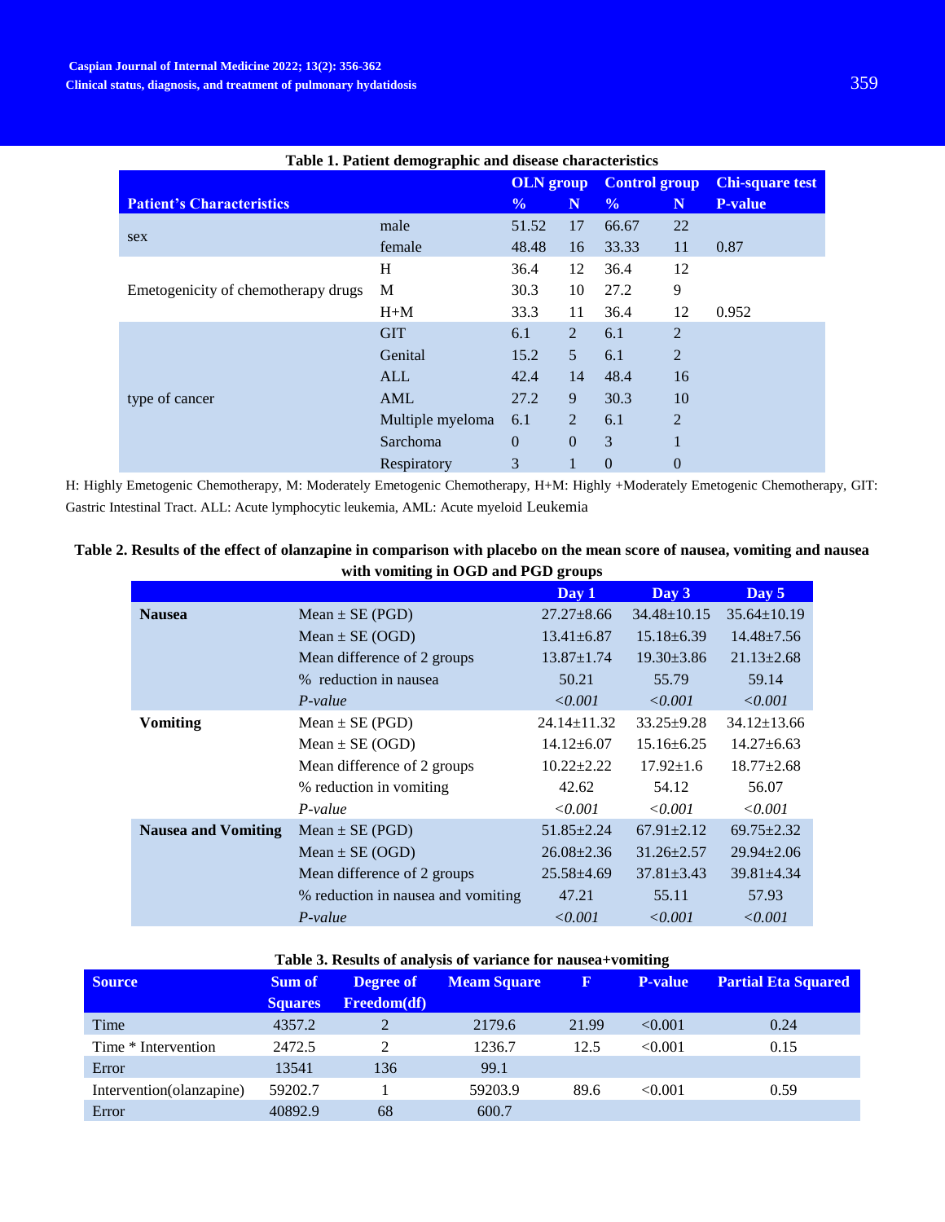**Table 1. Patient demographic and disease characteristics**

| Patient's Characteristics | | OLN group % | OLN group N | Control group % | Control group N | Chi-square test P-value |
|---|---|---|---|---|---|---|
| sex | male | 51.52 | 17 | 66.67 | 22 | |
| | female | 48.48 | 16 | 33.33 | 11 | 0.87 |
| Emetogenicity of chemotherapy drugs | H | 36.4 | 12 | 36.4 | 12 | |
| | M | 30.3 | 10 | 27.2 | 9 | |
| | H+M | 33.3 | 11 | 36.4 | 12 | 0.952 |
| type of cancer | GIT | 6.1 | 2 | 6.1 | 2 | |
| | Genital | 15.2 | 5 | 6.1 | 2 | |
| | ALL | 42.4 | 14 | 48.4 | 16 | |
| | AML | 27.2 | 9 | 30.3 | 10 | |
| | Multiple myeloma | 6.1 | 2 | 6.1 | 2 | |
| | Sarchoma | 0 | 0 | 3 | 1 | |
| | Respiratory | 3 | 1 | 0 | 0 | |

H: Highly Emetogenic Chemotherapy, M: Moderately Emetogenic Chemotherapy, H+M: Highly +Moderately Emetogenic Chemotherapy, GIT: Gastric Intestinal Tract. ALL: Acute lymphocytic leukemia, AML: Acute myeloid Leukemia

**Table 2. Results of the effect of olanzapine in comparison with placebo on the mean score of nausea, vomiting and nausea with vomiting in OGD and PGD groups**

| | | Day 1 | Day 3 | Day 5 |
|---|---|---|---|---|
| **Nausea** | Mean ± SE (PGD) | 27.27±8.66 | 34.48±10.15 | 35.64±10.19 |
| | Mean ± SE (OGD) | 13.41±6.87 | 15.18±6.39 | 14.48±7.56 |
| | Mean difference of 2 groups | 13.87±1.74 | 19.30±3.86 | 21.13±2.68 |
| | % reduction in nausea | 50.21 | 55.79 | 59.14 |
| | *P-value* | *<0.001* | *<0.001* | *<0.001* |
| **Vomiting** | Mean ± SE (PGD) | 24.14±11.32 | 33.25±9.28 | 34.12±13.66 |
| | Mean ± SE (OGD) | 14.12±6.07 | 15.16±6.25 | 14.27±6.63 |
| | Mean difference of 2 groups | 10.22±2.22 | 17.92±1.6 | 18.77±2.68 |
| | % reduction in vomiting | 42.62 | 54.12 | 56.07 |
| | *P-value* | *<0.001* | *<0.001* | *<0.001* |
| **Nausea and Vomiting** | Mean ± SE (PGD) | 51.85±2.24 | 67.91±2.12 | 69.75±2.32 |
| | Mean ± SE (OGD) | 26.08±2.36 | 31.26±2.57 | 29.94±2.06 |
| | Mean difference of 2 groups | 25.58±4.69 | 37.81±3.43 | 39.81±4.34 |
| | % reduction in nausea and vomiting | 47.21 | 55.11 | 57.93 |
| | *P-value* | *<0.001* | *<0.001* | *<0.001* |

**Table 3. Results of analysis of variance for nausea+vomiting**

| Source | Sum of Squares | Degree of Freedom(df) | Meam Square | F | P-value | Partial Eta Squared |
|---|---|---|---|---|---|---|
| Time | 4357.2 | 2 | 2179.6 | 21.99 | <0.001 | 0.24 |
| Time * Intervention | 2472.5 | 2 | 1236.7 | 12.5 | <0.001 | 0.15 |
| Error | 13541 | 136 | 99.1 | | | |
| Intervention(olanzapine) | 59202.7 | 1 | 59203.9 | 89.6 | <0.001 | 0.59 |
| Error | 40892.9 | 68 | 600.7 | | | |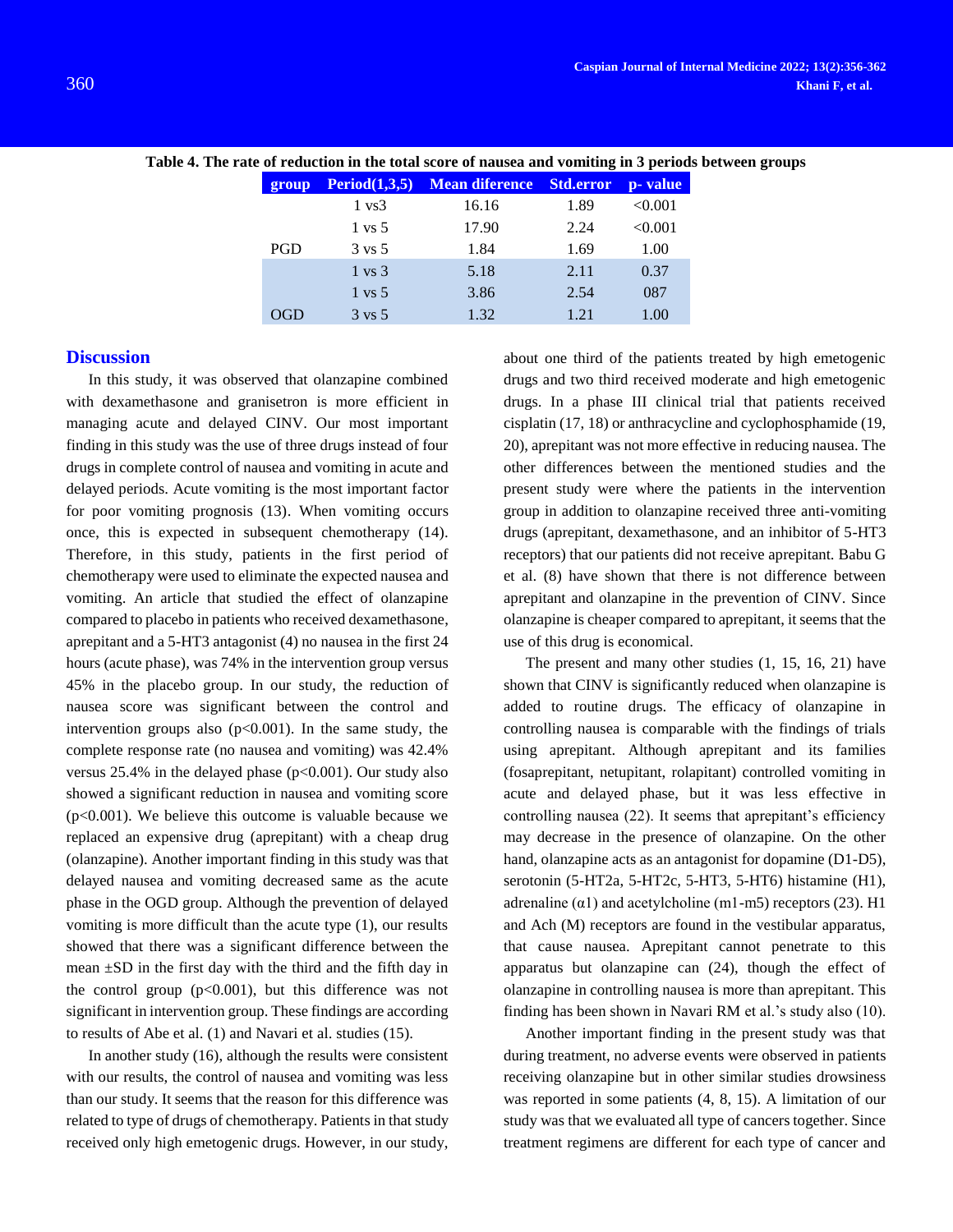**Table 4. The rate of reduction in the total score of nausea and vomiting in 3 periods between groups**

| group | Period(1,3,5) | Mean diference | Std.error | p- value |
|---|---|---|---|---|
| | 1 vs3 | 16.16 | 1.89 | <0.001 |
| | 1 vs 5 | 17.90 | 2.24 | <0.001 |
| PGD | 3 vs 5 | 1.84 | 1.69 | 1.00 |
| | 1 vs 3 | 5.18 | 2.11 | 0.37 |
| | 1 vs 5 | 3.86 | 2.54 | 087 |
| OGD | 3 vs 5 | 1.32 | 1.21 | 1.00 |

## Discussion

In this study, it was observed that olanzapine combined with dexamethasone and granisetron is more efficient in managing acute and delayed CINV. Our most important finding in this study was the use of three drugs instead of four drugs in complete control of nausea and vomiting in acute and delayed periods. Acute vomiting is the most important factor for poor vomiting prognosis (13). When vomiting occurs once, this is expected in subsequent chemotherapy (14). Therefore, in this study, patients in the first period of chemotherapy were used to eliminate the expected nausea and vomiting. An article that studied the effect of olanzapine compared to placebo in patients who received dexamethasone, aprepitant and a 5-HT3 antagonist (4) no nausea in the first 24 hours (acute phase), was 74% in the intervention group versus 45% in the placebo group. In our study, the reduction of nausea score was significant between the control and intervention groups also ($p<0.001$). In the same study, the complete response rate (no nausea and vomiting) was 42.4% versus 25.4% in the delayed phase ($p<0.001$). Our study also showed a significant reduction in nausea and vomiting score ($p<0.001$). We believe this outcome is valuable because we replaced an expensive drug (aprepitant) with a cheap drug (olanzapine). Another important finding in this study was that delayed nausea and vomiting decreased same as the acute phase in the OGD group. Although the prevention of delayed vomiting is more difficult than the acute type (1), our results showed that there was a significant difference between the mean ±SD in the first day with the third and the fifth day in the control group ($p<0.001$), but this difference was not significant in intervention group. These findings are according to results of Abe et al. (1) and Navari et al. studies (15).

In another study (16), although the results were consistent with our results, the control of nausea and vomiting was less than our study. It seems that the reason for this difference was related to type of drugs of chemotherapy. Patients in that study received only high emetogenic drugs. However, in our study, about one third of the patients treated by high emetogenic drugs and two third received moderate and high emetogenic drugs. In a phase III clinical trial that patients received cisplatin (17, 18) or anthracycline and cyclophosphamide (19, 20), aprepitant was not more effective in reducing nausea. The other differences between the mentioned studies and the present study were where the patients in the intervention group in addition to olanzapine received three anti-vomiting drugs (aprepitant, dexamethasone, and an inhibitor of 5-HT3 receptors) that our patients did not receive aprepitant. Babu G et al. (8) have shown that there is not difference between aprepitant and olanzapine in the prevention of CINV. Since olanzapine is cheaper compared to aprepitant, it seems that the use of this drug is economical.

The present and many other studies (1, 15, 16, 21) have shown that CINV is significantly reduced when olanzapine is added to routine drugs. The efficacy of olanzapine in controlling nausea is comparable with the findings of trials using aprepitant. Although aprepitant and its families (fosaprepitant, netupitant, rolapitant) controlled vomiting in acute and delayed phase, but it was less effective in controlling nausea (22). It seems that aprepitant's efficiency may decrease in the presence of olanzapine. On the other hand, olanzapine acts as an antagonist for dopamine (D1-D5), serotonin (5-HT2a, 5-HT2c, 5-HT3, 5-HT6) histamine (H1), adrenaline (α1) and acetylcholine (m1-m5) receptors (23). H1 and Ach (M) receptors are found in the vestibular apparatus, that cause nausea. Aprepitant cannot penetrate to this apparatus but olanzapine can (24), though the effect of olanzapine in controlling nausea is more than aprepitant. This finding has been shown in Navari RM et al.'s study also (10).

Another important finding in the present study was that during treatment, no adverse events were observed in patients receiving olanzapine but in other similar studies drowsiness was reported in some patients (4, 8, 15). A limitation of our study was that we evaluated all type of cancers together. Since treatment regimens are different for each type of cancer and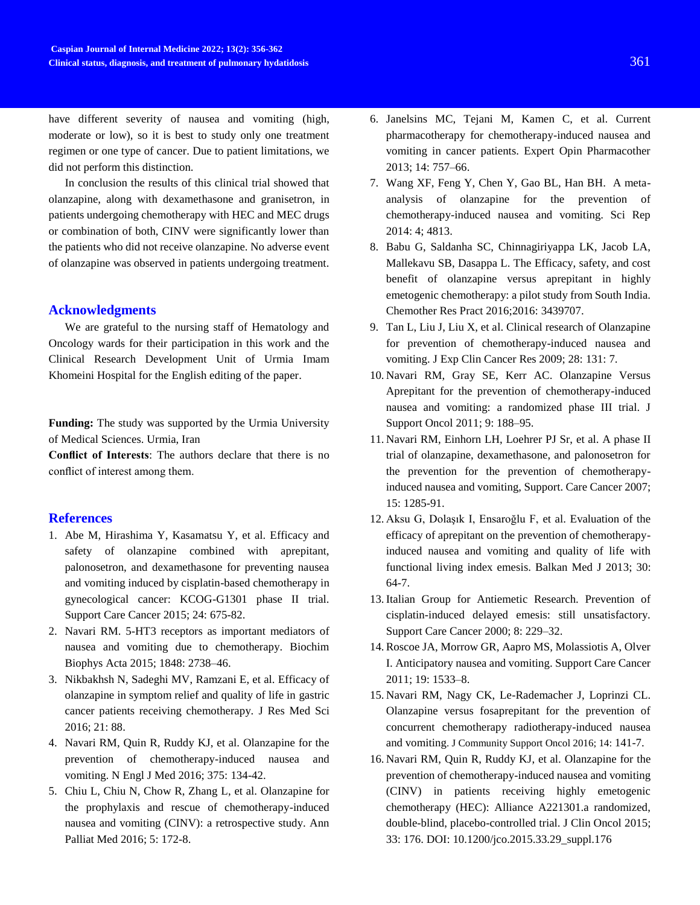have different severity of nausea and vomiting (high, moderate or low), so it is best to study only one treatment regimen or one type of cancer. Due to patient limitations, we did not perform this distinction.

In conclusion the results of this clinical trial showed that olanzapine, along with dexamethasone and granisetron, in patients undergoing chemotherapy with HEC and MEC drugs or combination of both, CINV were significantly lower than the patients who did not receive olanzapine. No adverse event of olanzapine was observed in patients undergoing treatment.

## Acknowledgments

We are grateful to the nursing staff of Hematology and Oncology wards for their participation in this work and the Clinical Research Development Unit of Urmia Imam Khomeini Hospital for the English editing of the paper.

**Funding:** The study was supported by the Urmia University of Medical Sciences. Urmia, Iran

**Conflict of Interests**: The authors declare that there is no conflict of interest among them.

## References

1. Abe M, Hirashima Y, Kasamatsu Y, et al. Efficacy and safety of olanzapine combined with aprepitant, palonosetron, and dexamethasone for preventing nausea and vomiting induced by cisplatin-based chemotherapy in gynecological cancer: KCOG-G1301 phase II trial. Support Care Cancer 2015; 24: 675-82.
2. Navari RM. 5-HT3 receptors as important mediators of nausea and vomiting due to chemotherapy. Biochim Biophys Acta 2015; 1848: 2738–46.
3. Nikbakhsh N, Sadeghi MV, Ramzani E, et al. Efficacy of olanzapine in symptom relief and quality of life in gastric cancer patients receiving chemotherapy. J Res Med Sci 2016; 21: 88.
4. Navari RM, Quin R, Ruddy KJ, et al. Olanzapine for the prevention of chemotherapy-induced nausea and vomiting. N Engl J Med 2016; 375: 134-42.
5. Chiu L, Chiu N, Chow R, Zhang L, et al. Olanzapine for the prophylaxis and rescue of chemotherapy-induced nausea and vomiting (CINV): a retrospective study. Ann Palliat Med 2016; 5: 172-8.
6. Janelsins MC, Tejani M, Kamen C, et al. Current pharmacotherapy for chemotherapy-induced nausea and vomiting in cancer patients. Expert Opin Pharmacother 2013; 14: 757–66.
7. Wang XF, Feng Y, Chen Y, Gao BL, Han BH. A meta-analysis of olanzapine for the prevention of chemotherapy-induced nausea and vomiting. Sci Rep 2014: 4; 4813.
8. Babu G, Saldanha SC, Chinnagiriyappa LK, Jacob LA, Mallekavu SB, Dasappa L. The Efficacy, safety, and cost benefit of olanzapine versus aprepitant in highly emetogenic chemotherapy: a pilot study from South India. Chemother Res Pract 2016;2016: 3439707.
9. Tan L, Liu J, Liu X, et al. Clinical research of Olanzapine for prevention of chemotherapy-induced nausea and vomiting. J Exp Clin Cancer Res 2009; 28: 131: 7.
10. Navari RM, Gray SE, Kerr AC. Olanzapine Versus Aprepitant for the prevention of chemotherapy-induced nausea and vomiting: a randomized phase III trial. J Support Oncol 2011; 9: 188–95.
11. Navari RM, Einhorn LH, Loehrer PJ Sr, et al. A phase II trial of olanzapine, dexamethasone, and palonosetron for the prevention for the prevention of chemotherapy-induced nausea and vomiting, Support. Care Cancer 2007; 15: 1285-91.
12. Aksu G, Dolaşık I, Ensaroğlu F, et al. Evaluation of the efficacy of aprepitant on the prevention of chemotherapy-induced nausea and vomiting and quality of life with functional living index emesis. Balkan Med J 2013; 30: 64-7.
13. Italian Group for Antiemetic Research. Prevention of cisplatin-induced delayed emesis: still unsatisfactory. Support Care Cancer 2000; 8: 229–32.
14. Roscoe JA, Morrow GR, Aapro MS, Molassiotis A, Olver I. Anticipatory nausea and vomiting. Support Care Cancer 2011; 19: 1533–8.
15. Navari RM, Nagy CK, Le-Rademacher J, Loprinzi CL. Olanzapine versus fosaprepitant for the prevention of concurrent chemotherapy radiotherapy-induced nausea and vomiting. J Community Support Oncol 2016; 14: 141-7.
16. Navari RM, Quin R, Ruddy KJ, et al. Olanzapine for the prevention of chemotherapy-induced nausea and vomiting (CINV) in patients receiving highly emetogenic chemotherapy (HEC): Alliance A221301.a randomized, double-blind, placebo-controlled trial. J Clin Oncol 2015; 33: 176. DOI: 10.1200/jco.2015.33.29_suppl.176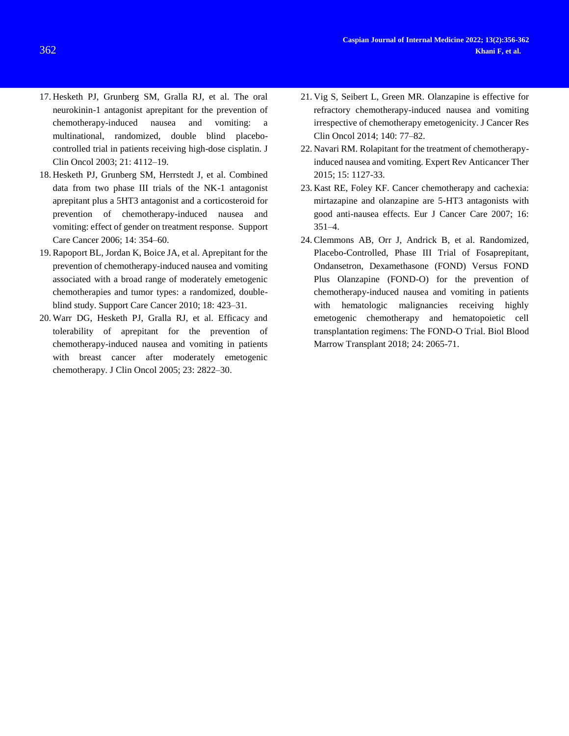17. Hesketh PJ, Grunberg SM, Gralla RJ, et al. The oral neurokinin-1 antagonist aprepitant for the prevention of chemotherapy-induced nausea and vomiting: a multinational, randomized, double blind placebo-controlled trial in patients receiving high-dose cisplatin. J Clin Oncol 2003; 21: 4112–19.
18. Hesketh PJ, Grunberg SM, Herrstedt J, et al. Combined data from two phase III trials of the NK-1 antagonist aprepitant plus a 5HT3 antagonist and a corticosteroid for prevention of chemotherapy-induced nausea and vomiting: effect of gender on treatment response. Support Care Cancer 2006; 14: 354–60.
19. Rapoport BL, Jordan K, Boice JA, et al. Aprepitant for the prevention of chemotherapy-induced nausea and vomiting associated with a broad range of moderately emetogenic chemotherapies and tumor types: a randomized, double-blind study. Support Care Cancer 2010; 18: 423–31.
20. Warr DG, Hesketh PJ, Gralla RJ, et al. Efficacy and tolerability of aprepitant for the prevention of chemotherapy-induced nausea and vomiting in patients with breast cancer after moderately emetogenic chemotherapy. J Clin Oncol 2005; 23: 2822–30.
21. Vig S, Seibert L, Green MR. Olanzapine is effective for refractory chemotherapy-induced nausea and vomiting irrespective of chemotherapy emetogenicity. J Cancer Res Clin Oncol 2014; 140: 77–82.
22. Navari RM. Rolapitant for the treatment of chemotherapy-induced nausea and vomiting. Expert Rev Anticancer Ther 2015; 15: 1127-33.
23. Kast RE, Foley KF. Cancer chemotherapy and cachexia: mirtazapine and olanzapine are 5-HT3 antagonists with good anti-nausea effects. Eur J Cancer Care 2007; 16: 351–4.
24. Clemmons AB, Orr J, Andrick B, et al. Randomized, Placebo-Controlled, Phase III Trial of Fosaprepitant, Ondansetron, Dexamethasone (FOND) Versus FOND Plus Olanzapine (FOND-O) for the prevention of chemotherapy-induced nausea and vomiting in patients with hematologic malignancies receiving highly emetogenic chemotherapy and hematopoietic cell transplantation regimens: The FOND-O Trial. Biol Blood Marrow Transplant 2018; 24: 2065-71.